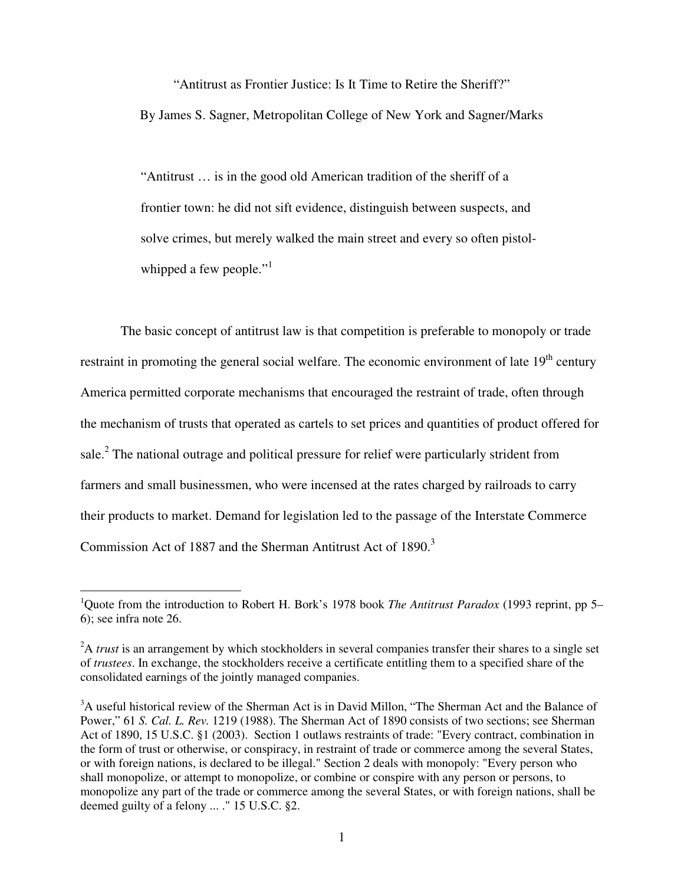# "Antitrust as Frontier Justice: Is It Time to Retire the Sheriff?"

By James S. Sagner, Metropolitan College of New York and Sagner/Marks

> "Antitrust … is in the good old American tradition of the sheriff of a frontier town: he did not sift evidence, distinguish between suspects, and solve crimes, but merely walked the main street and every so often pistol-whipped a few people."[1]

The basic concept of antitrust law is that competition is preferable to monopoly or trade restraint in promoting the general social welfare. The economic environment of late 19th century America permitted corporate mechanisms that encouraged the restraint of trade, often through the mechanism of trusts that operated as cartels to set prices and quantities of product offered for sale.[2] The national outrage and political pressure for relief were particularly strident from farmers and small businessmen, who were incensed at the rates charged by railroads to carry their products to market. Demand for legislation led to the passage of the Interstate Commerce Commission Act of 1887 and the Sherman Antitrust Act of 1890.[3]

---

[1] Quote from the introduction to Robert H. Bork's 1978 book *The Antitrust Paradox* (1993 reprint, pp 5–6); see infra note 26.

[2] A *trust* is an arrangement by which stockholders in several companies transfer their shares to a single set of *trustees*. In exchange, the stockholders receive a certificate entitling them to a specified share of the consolidated earnings of the jointly managed companies.

[3] A useful historical review of the Sherman Act is in David Millon, "The Sherman Act and the Balance of Power," 61 *S. Cal. L. Rev.* 1219 (1988). The Sherman Act of 1890 consists of two sections; see Sherman Act of 1890, 15 U.S.C. §1 (2003). Section 1 outlaws restraints of trade: "Every contract, combination in the form of trust or otherwise, or conspiracy, in restraint of trade or commerce among the several States, or with foreign nations, is declared to be illegal." Section 2 deals with monopoly: "Every person who shall monopolize, or attempt to monopolize, or combine or conspire with any person or persons, to monopolize any part of the trade or commerce among the several States, or with foreign nations, shall be deemed guilty of a felony ... ." 15 U.S.C. §2.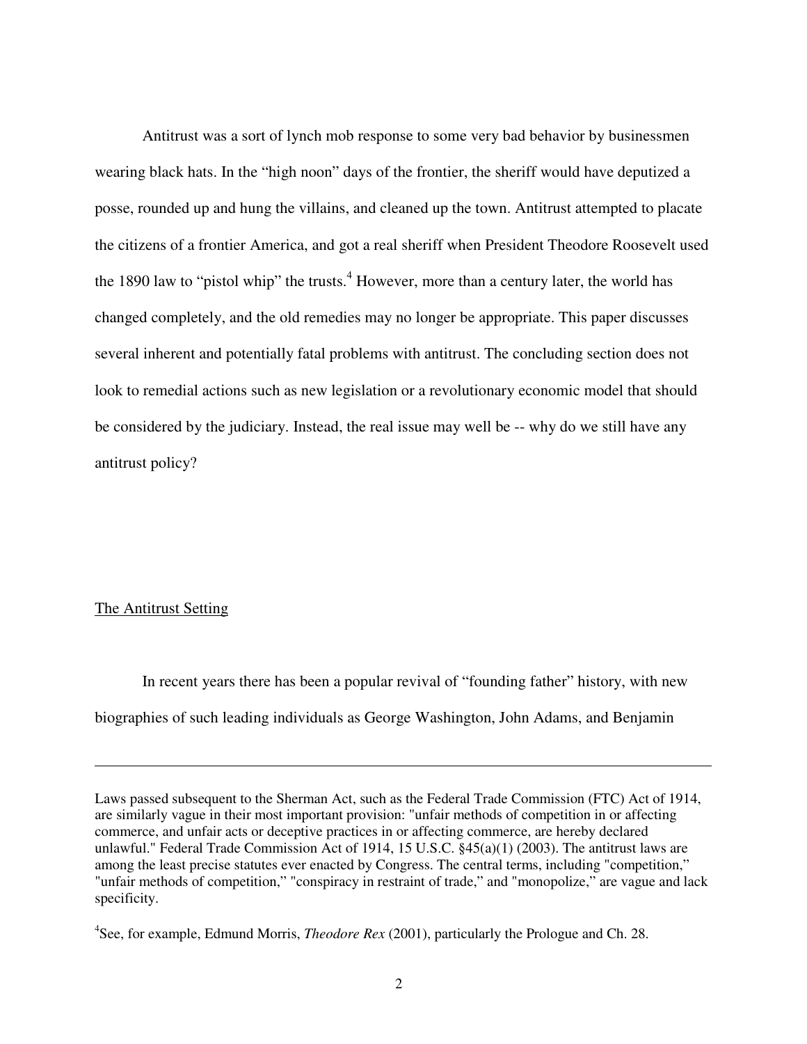Antitrust was a sort of lynch mob response to some very bad behavior by businessmen wearing black hats. In the "high noon" days of the frontier, the sheriff would have deputized a posse, rounded up and hung the villains, and cleaned up the town. Antitrust attempted to placate the citizens of a frontier America, and got a real sheriff when President Theodore Roosevelt used the 1890 law to "pistol whip" the trusts.[4] However, more than a century later, the world has changed completely, and the old remedies may no longer be appropriate. This paper discusses several inherent and potentially fatal problems with antitrust. The concluding section does not look to remedial actions such as new legislation or a revolutionary economic model that should be considered by the judiciary. Instead, the real issue may well be -- why do we still have any antitrust policy?

## The Antitrust Setting

In recent years there has been a popular revival of "founding father" history, with new biographies of such leading individuals as George Washington, John Adams, and Benjamin

---

Laws passed subsequent to the Sherman Act, such as the Federal Trade Commission (FTC) Act of 1914, are similarly vague in their most important provision: "unfair methods of competition in or affecting commerce, and unfair acts or deceptive practices in or affecting commerce, are hereby declared unlawful." Federal Trade Commission Act of 1914, 15 U.S.C. §45(a)(1) (2003). The antitrust laws are among the least precise statutes ever enacted by Congress. The central terms, including "competition," "unfair methods of competition," "conspiracy in restraint of trade," and "monopolize," are vague and lack specificity.

[4] See, for example, Edmund Morris, *Theodore Rex* (2001), particularly the Prologue and Ch. 28.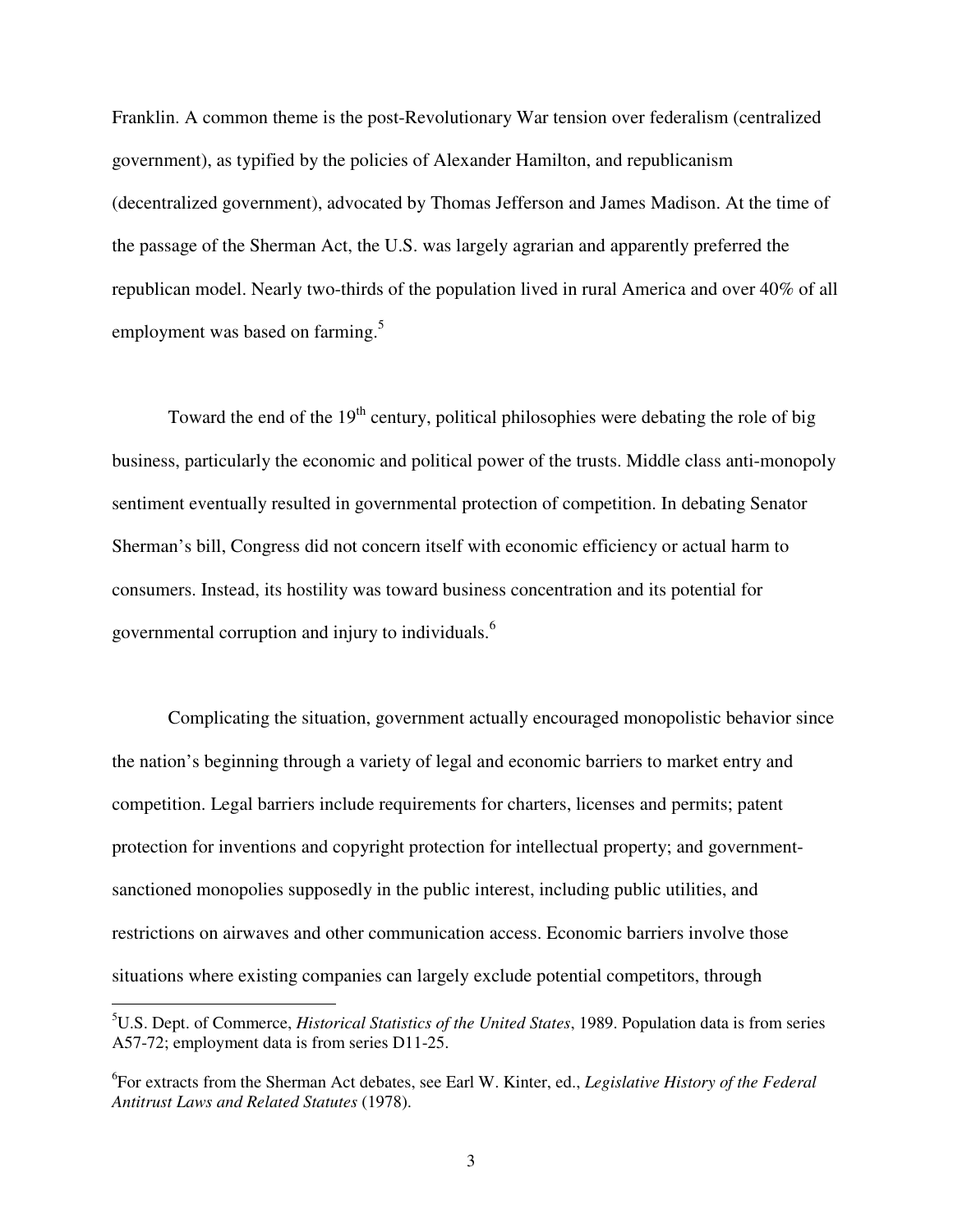Franklin. A common theme is the post-Revolutionary War tension over federalism (centralized government), as typified by the policies of Alexander Hamilton, and republicanism (decentralized government), advocated by Thomas Jefferson and James Madison. At the time of the passage of the Sherman Act, the U.S. was largely agrarian and apparently preferred the republican model. Nearly two-thirds of the population lived in rural America and over 40% of all employment was based on farming.[5]

Toward the end of the 19th century, political philosophies were debating the role of big business, particularly the economic and political power of the trusts. Middle class anti-monopoly sentiment eventually resulted in governmental protection of competition. In debating Senator Sherman's bill, Congress did not concern itself with economic efficiency or actual harm to consumers. Instead, its hostility was toward business concentration and its potential for governmental corruption and injury to individuals.[6]

Complicating the situation, government actually encouraged monopolistic behavior since the nation's beginning through a variety of legal and economic barriers to market entry and competition. Legal barriers include requirements for charters, licenses and permits; patent protection for inventions and copyright protection for intellectual property; and government-sanctioned monopolies supposedly in the public interest, including public utilities, and restrictions on airwaves and other communication access. Economic barriers involve those situations where existing companies can largely exclude potential competitors, through

---

[5] U.S. Dept. of Commerce, *Historical Statistics of the United States*, 1989. Population data is from series A57-72; employment data is from series D11-25.

[6] For extracts from the Sherman Act debates, see Earl W. Kinter, ed., *Legislative History of the Federal Antitrust Laws and Related Statutes* (1978).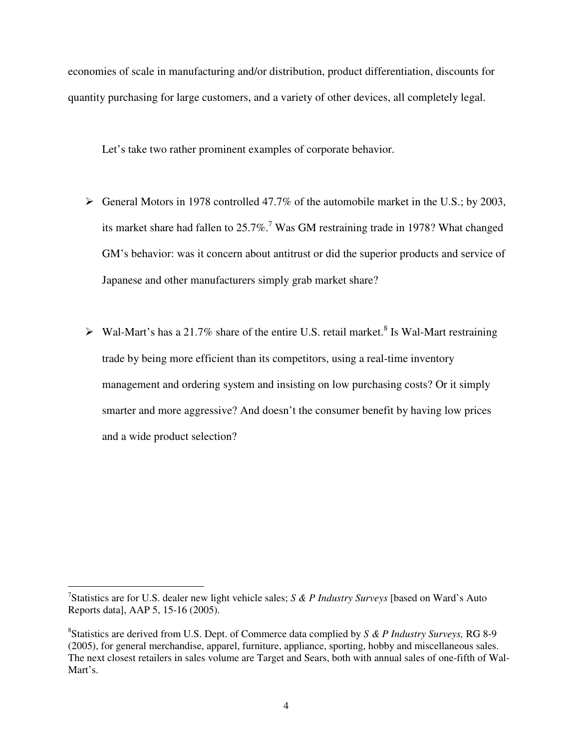economies of scale in manufacturing and/or distribution, product differentiation, discounts for quantity purchasing for large customers, and a variety of other devices, all completely legal.

Let's take two rather prominent examples of corporate behavior.

- General Motors in 1978 controlled 47.7% of the automobile market in the U.S.; by 2003, its market share had fallen to 25.7%.[7] Was GM restraining trade in 1978? What changed GM's behavior: was it concern about antitrust or did the superior products and service of Japanese and other manufacturers simply grab market share?

- Wal-Mart's has a 21.7% share of the entire U.S. retail market.[8] Is Wal-Mart restraining trade by being more efficient than its competitors, using a real-time inventory management and ordering system and insisting on low purchasing costs? Or it simply smarter and more aggressive? And doesn't the consumer benefit by having low prices and a wide product selection?

---

[7]Statistics are for U.S. dealer new light vehicle sales; *S & P Industry Surveys* [based on Ward's Auto Reports data], AAP 5, 15-16 (2005).

[8]Statistics are derived from U.S. Dept. of Commerce data complied by *S & P Industry Surveys,* RG 8-9 (2005), for general merchandise, apparel, furniture, appliance, sporting, hobby and miscellaneous sales. The next closest retailers in sales volume are Target and Sears, both with annual sales of one-fifth of Wal-Mart's.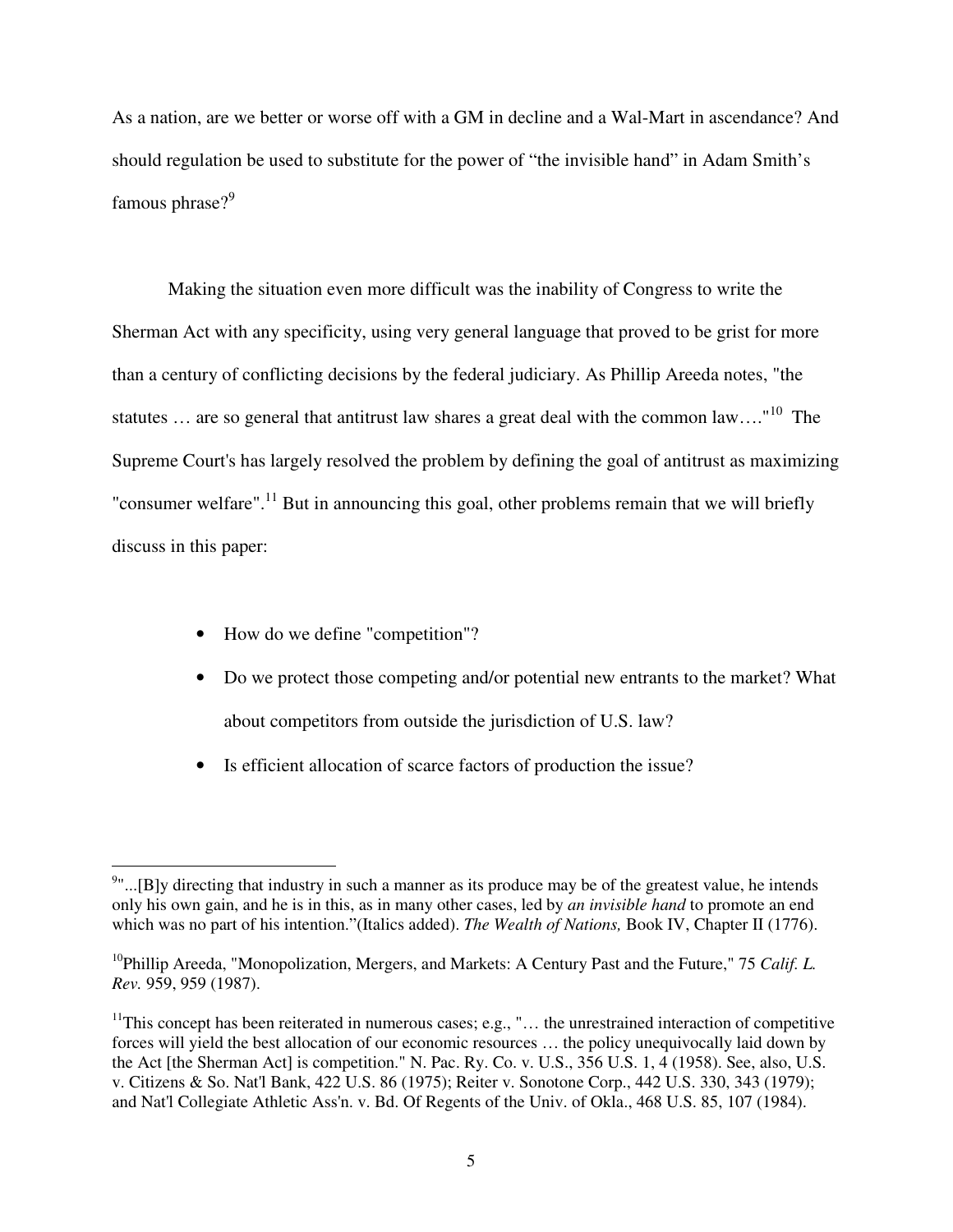As a nation, are we better or worse off with a GM in decline and a Wal-Mart in ascendance? And should regulation be used to substitute for the power of "the invisible hand" in Adam Smith's famous phrase?[9]

Making the situation even more difficult was the inability of Congress to write the Sherman Act with any specificity, using very general language that proved to be grist for more than a century of conflicting decisions by the federal judiciary. As Phillip Areeda notes, "the statutes … are so general that antitrust law shares a great deal with the common law…."[10] The Supreme Court's has largely resolved the problem by defining the goal of antitrust as maximizing "consumer welfare".[11] But in announcing this goal, other problems remain that we will briefly discuss in this paper:

- How do we define "competition"?
- Do we protect those competing and/or potential new entrants to the market? What about competitors from outside the jurisdiction of U.S. law?
- Is efficient allocation of scarce factors of production the issue?

---

[9]"...[B]y directing that industry in such a manner as its produce may be of the greatest value, he intends only his own gain, and he is in this, as in many other cases, led by *an invisible hand* to promote an end which was no part of his intention."(Italics added). *The Wealth of Nations,* Book IV, Chapter II (1776).

[10]Phillip Areeda, "Monopolization, Mergers, and Markets: A Century Past and the Future," 75 *Calif. L. Rev.* 959, 959 (1987).

[11]This concept has been reiterated in numerous cases; e.g., "… the unrestrained interaction of competitive forces will yield the best allocation of our economic resources … the policy unequivocally laid down by the Act [the Sherman Act] is competition." N. Pac. Ry. Co. v. U.S., 356 U.S. 1, 4 (1958). See, also, U.S. v. Citizens & So. Nat'l Bank, 422 U.S. 86 (1975); Reiter v. Sonotone Corp., 442 U.S. 330, 343 (1979); and Nat'l Collegiate Athletic Ass'n. v. Bd. Of Regents of the Univ. of Okla., 468 U.S. 85, 107 (1984).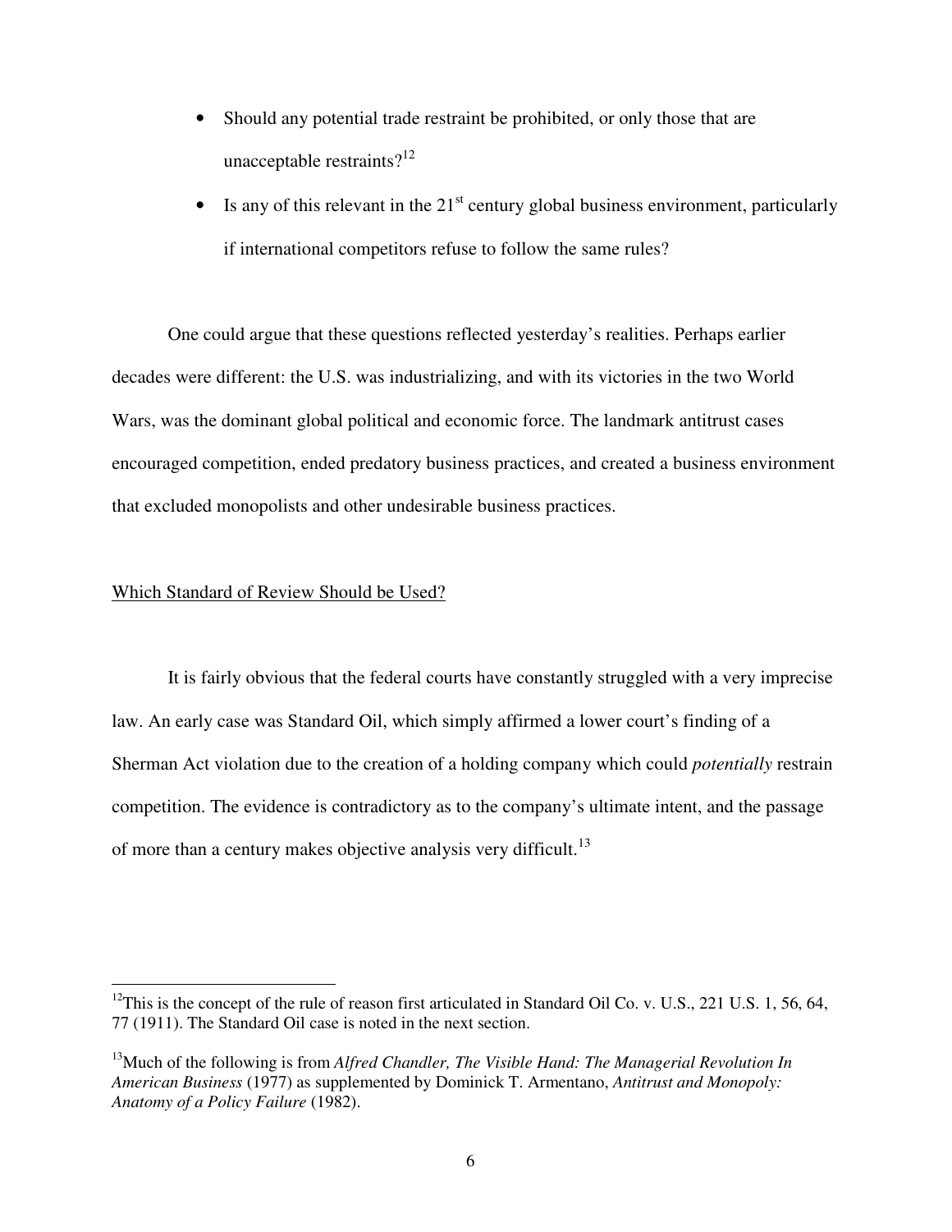- Should any potential trade restraint be prohibited, or only those that are unacceptable restraints?[12]
- Is any of this relevant in the 21st century global business environment, particularly if international competitors refuse to follow the same rules?

One could argue that these questions reflected yesterday's realities. Perhaps earlier decades were different: the U.S. was industrializing, and with its victories in the two World Wars, was the dominant global political and economic force. The landmark antitrust cases encouraged competition, ended predatory business practices, and created a business environment that excluded monopolists and other undesirable business practices.

<u>Which Standard of Review Should be Used?</u>

It is fairly obvious that the federal courts have constantly struggled with a very imprecise law. An early case was Standard Oil, which simply affirmed a lower court's finding of a Sherman Act violation due to the creation of a holding company which could *potentially* restrain competition. The evidence is contradictory as to the company's ultimate intent, and the passage of more than a century makes objective analysis very difficult.[13]

---

[12] This is the concept of the rule of reason first articulated in Standard Oil Co. v. U.S., 221 U.S. 1, 56, 64, 77 (1911). The Standard Oil case is noted in the next section.

[13] Much of the following is from *Alfred Chandler, The Visible Hand: The Managerial Revolution In American Business* (1977) as supplemented by Dominick T. Armentano, *Antitrust and Monopoly: Anatomy of a Policy Failure* (1982).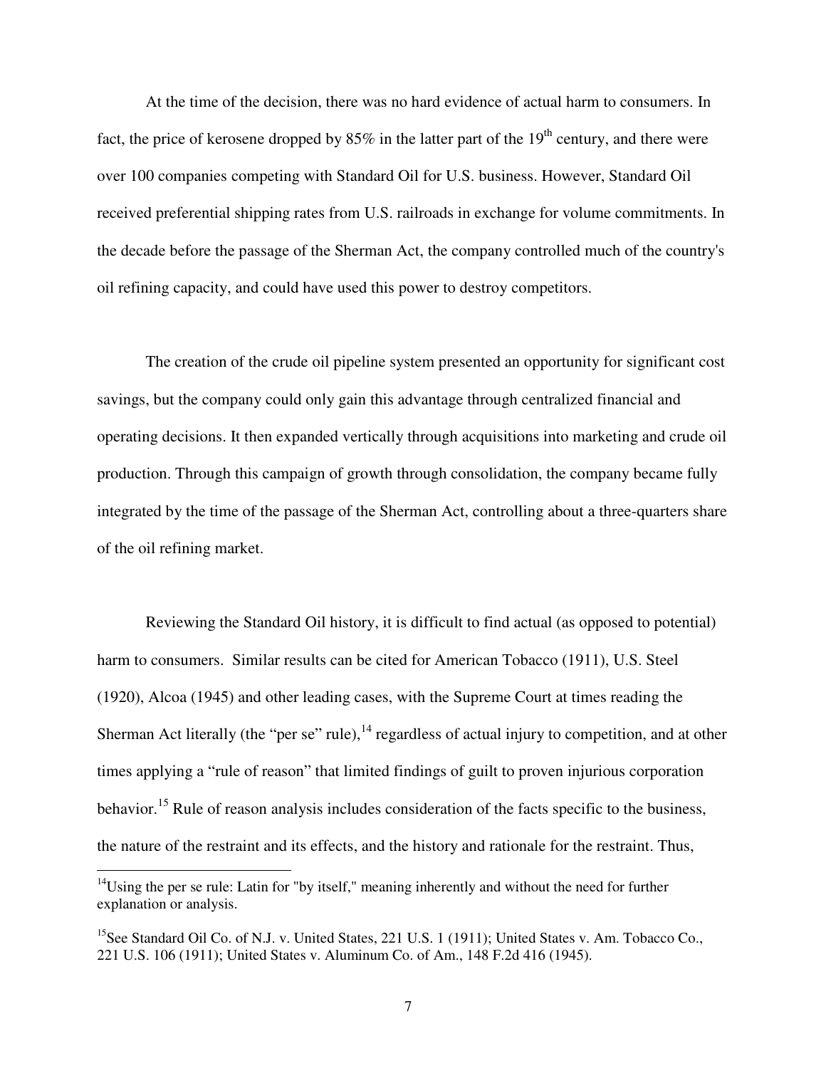At the time of the decision, there was no hard evidence of actual harm to consumers. In fact, the price of kerosene dropped by 85% in the latter part of the 19th century, and there were over 100 companies competing with Standard Oil for U.S. business. However, Standard Oil received preferential shipping rates from U.S. railroads in exchange for volume commitments. In the decade before the passage of the Sherman Act, the company controlled much of the country's oil refining capacity, and could have used this power to destroy competitors.

The creation of the crude oil pipeline system presented an opportunity for significant cost savings, but the company could only gain this advantage through centralized financial and operating decisions. It then expanded vertically through acquisitions into marketing and crude oil production. Through this campaign of growth through consolidation, the company became fully integrated by the time of the passage of the Sherman Act, controlling about a three-quarters share of the oil refining market.

Reviewing the Standard Oil history, it is difficult to find actual (as opposed to potential) harm to consumers. Similar results can be cited for American Tobacco (1911), U.S. Steel (1920), Alcoa (1945) and other leading cases, with the Supreme Court at times reading the Sherman Act literally (the "per se" rule),[14] regardless of actual injury to competition, and at other times applying a "rule of reason" that limited findings of guilt to proven injurious corporation behavior.[15] Rule of reason analysis includes consideration of the facts specific to the business, the nature of the restraint and its effects, and the history and rationale for the restraint. Thus,

[14] Using the per se rule: Latin for "by itself," meaning inherently and without the need for further explanation or analysis.

[15] See Standard Oil Co. of N.J. v. United States, 221 U.S. 1 (1911); United States v. Am. Tobacco Co., 221 U.S. 106 (1911); United States v. Aluminum Co. of Am., 148 F.2d 416 (1945).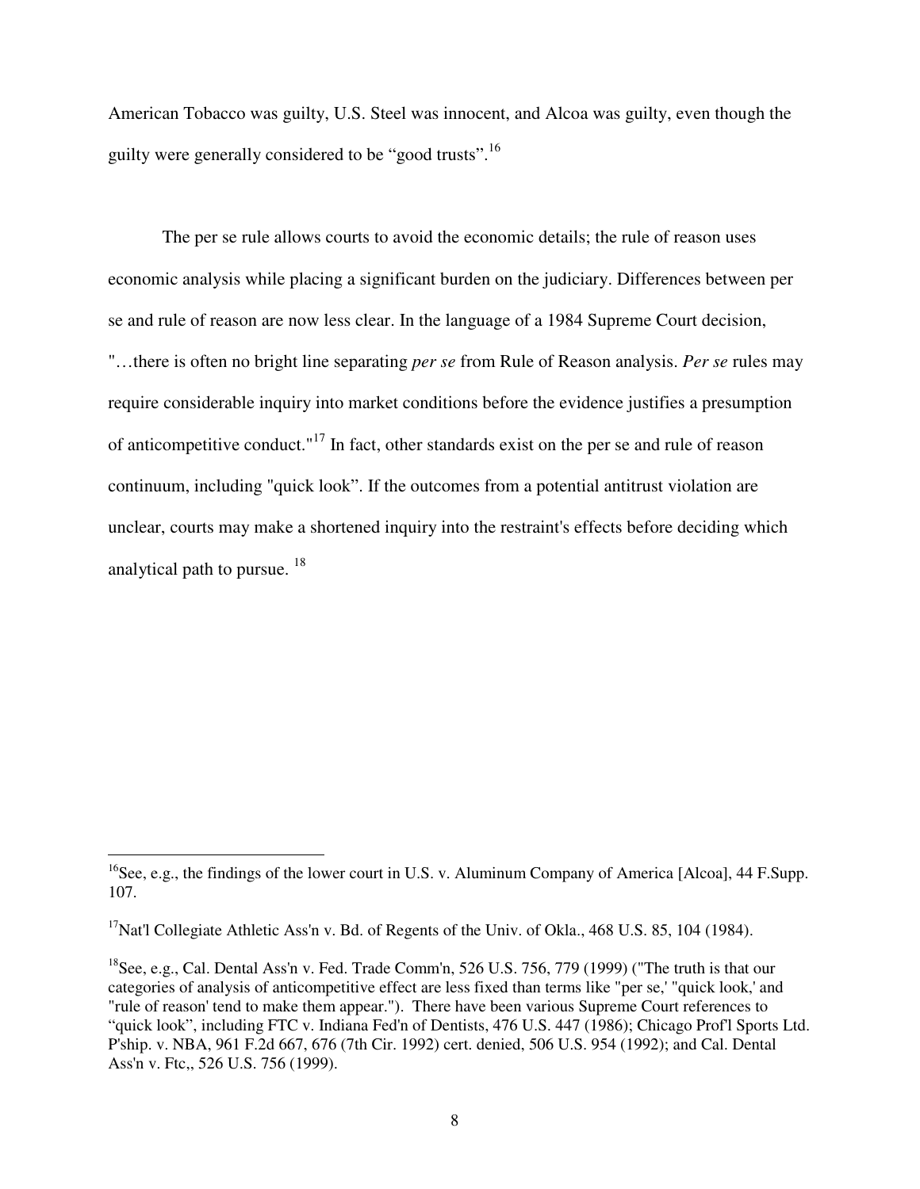American Tobacco was guilty, U.S. Steel was innocent, and Alcoa was guilty, even though the guilty were generally considered to be "good trusts".[16]

The per se rule allows courts to avoid the economic details; the rule of reason uses economic analysis while placing a significant burden on the judiciary. Differences between per se and rule of reason are now less clear. In the language of a 1984 Supreme Court decision, "…there is often no bright line separating *per se* from Rule of Reason analysis. *Per se* rules may require considerable inquiry into market conditions before the evidence justifies a presumption of anticompetitive conduct."[17] In fact, other standards exist on the per se and rule of reason continuum, including "quick look". If the outcomes from a potential antitrust violation are unclear, courts may make a shortened inquiry into the restraint's effects before deciding which analytical path to pursue.[18]

---

[16] See, e.g., the findings of the lower court in U.S. v. Aluminum Company of America [Alcoa], 44 F.Supp. 107.

[17] Nat'l Collegiate Athletic Ass'n v. Bd. of Regents of the Univ. of Okla., 468 U.S. 85, 104 (1984).

[18] See, e.g., Cal. Dental Ass'n v. Fed. Trade Comm'n, 526 U.S. 756, 779 (1999) ("The truth is that our categories of analysis of anticompetitive effect are less fixed than terms like "per se,' "quick look,' and "rule of reason' tend to make them appear."). There have been various Supreme Court references to "quick look", including FTC v. Indiana Fed'n of Dentists, 476 U.S. 447 (1986); Chicago Prof'l Sports Ltd. P'ship. v. NBA, 961 F.2d 667, 676 (7th Cir. 1992) cert. denied, 506 U.S. 954 (1992); and Cal. Dental Ass'n v. Ftc,, 526 U.S. 756 (1999).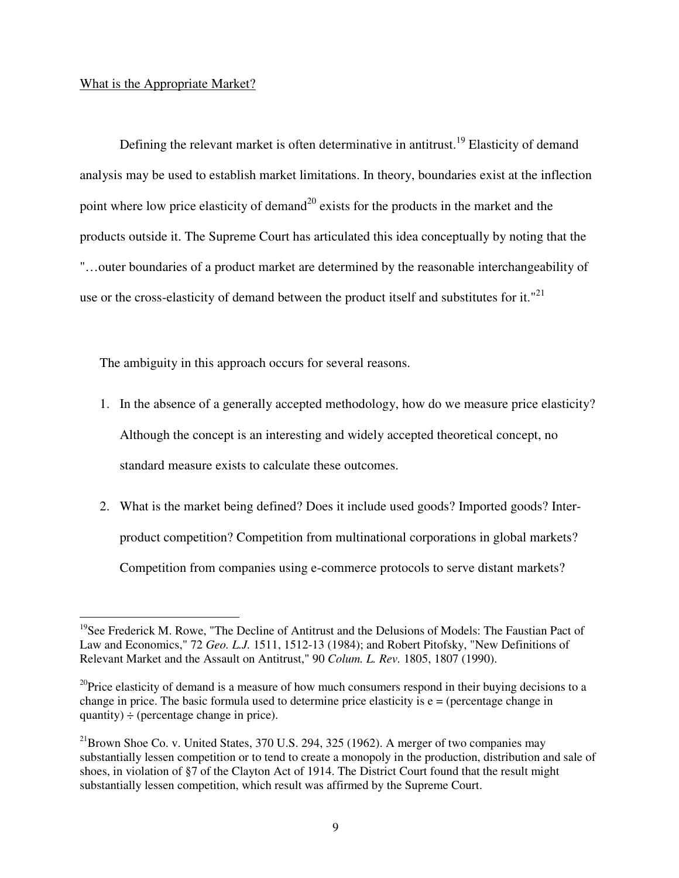What is the Appropriate Market?

Defining the relevant market is often determinative in antitrust.[19] Elasticity of demand analysis may be used to establish market limitations. In theory, boundaries exist at the inflection point where low price elasticity of demand[20] exists for the products in the market and the products outside it. The Supreme Court has articulated this idea conceptually by noting that the "…outer boundaries of a product market are determined by the reasonable interchangeability of use or the cross-elasticity of demand between the product itself and substitutes for it."[21]

The ambiguity in this approach occurs for several reasons.

1. In the absence of a generally accepted methodology, how do we measure price elasticity? Although the concept is an interesting and widely accepted theoretical concept, no standard measure exists to calculate these outcomes.
2. What is the market being defined? Does it include used goods? Imported goods? Inter-product competition? Competition from multinational corporations in global markets? Competition from companies using e-commerce protocols to serve distant markets?

---

[19]See Frederick M. Rowe, "The Decline of Antitrust and the Delusions of Models: The Faustian Pact of Law and Economics," 72 *Geo. L.J.* 1511, 1512-13 (1984); and Robert Pitofsky, "New Definitions of Relevant Market and the Assault on Antitrust," 90 *Colum. L. Rev*. 1805, 1807 (1990).

[20]Price elasticity of demand is a measure of how much consumers respond in their buying decisions to a change in price. The basic formula used to determine price elasticity is e = (percentage change in quantity) ÷ (percentage change in price).

[21]Brown Shoe Co. v. United States, 370 U.S. 294, 325 (1962). A merger of two companies may substantially lessen competition or to tend to create a monopoly in the production, distribution and sale of shoes, in violation of §7 of the Clayton Act of 1914. The District Court found that the result might substantially lessen competition, which result was affirmed by the Supreme Court.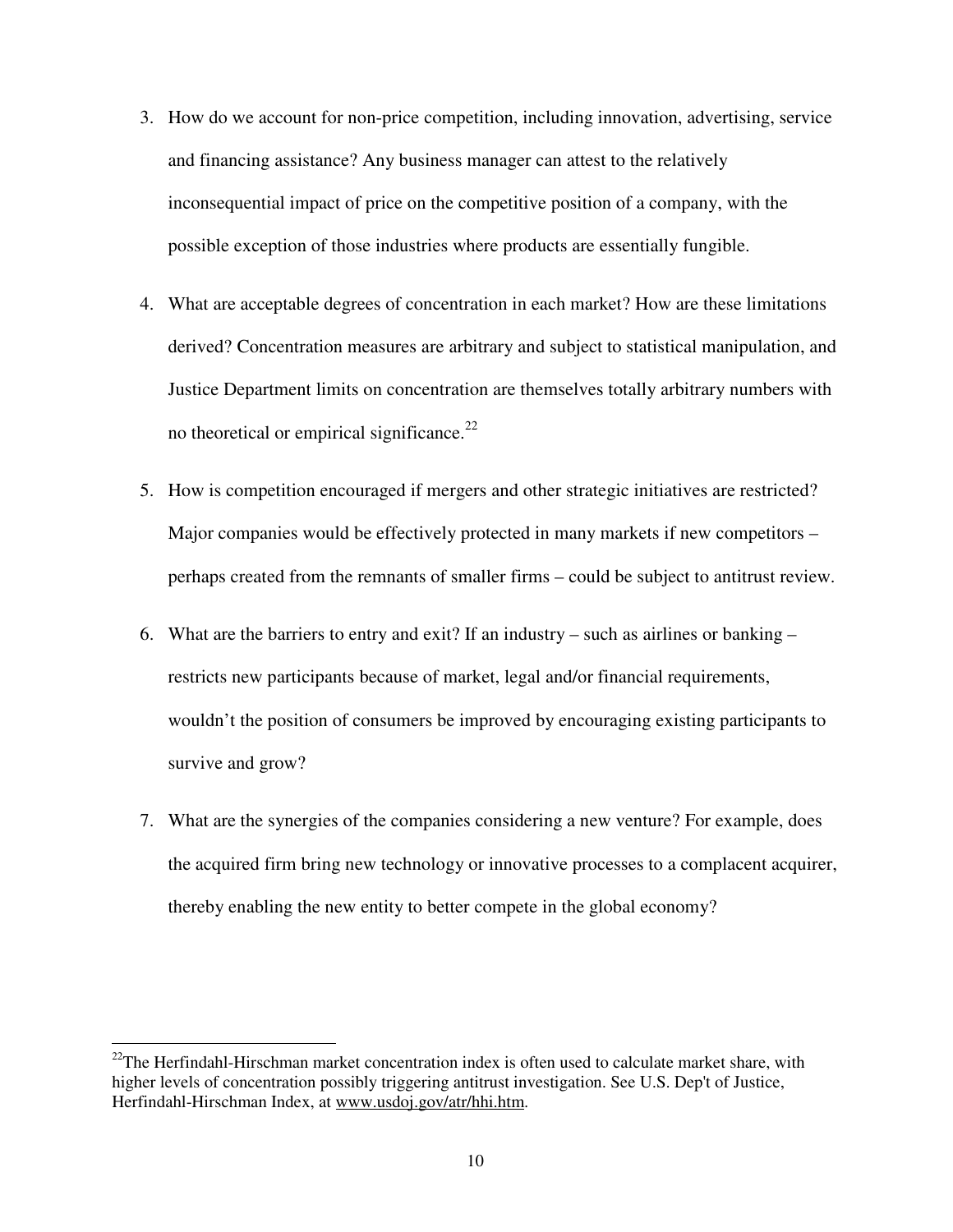3. How do we account for non-price competition, including innovation, advertising, service and financing assistance? Any business manager can attest to the relatively inconsequential impact of price on the competitive position of a company, with the possible exception of those industries where products are essentially fungible.

4. What are acceptable degrees of concentration in each market? How are these limitations derived? Concentration measures are arbitrary and subject to statistical manipulation, and Justice Department limits on concentration are themselves totally arbitrary numbers with no theoretical or empirical significance.[22]

5. How is competition encouraged if mergers and other strategic initiatives are restricted? Major companies would be effectively protected in many markets if new competitors – perhaps created from the remnants of smaller firms – could be subject to antitrust review.

6. What are the barriers to entry and exit? If an industry – such as airlines or banking – restricts new participants because of market, legal and/or financial requirements, wouldn't the position of consumers be improved by encouraging existing participants to survive and grow?

7. What are the synergies of the companies considering a new venture? For example, does the acquired firm bring new technology or innovative processes to a complacent acquirer, thereby enabling the new entity to better compete in the global economy?

---

[22] The Herfindahl-Hirschman market concentration index is often used to calculate market share, with higher levels of concentration possibly triggering antitrust investigation. See U.S. Dep't of Justice, Herfindahl-Hirschman Index, at www.usdoj.gov/atr/hhi.htm.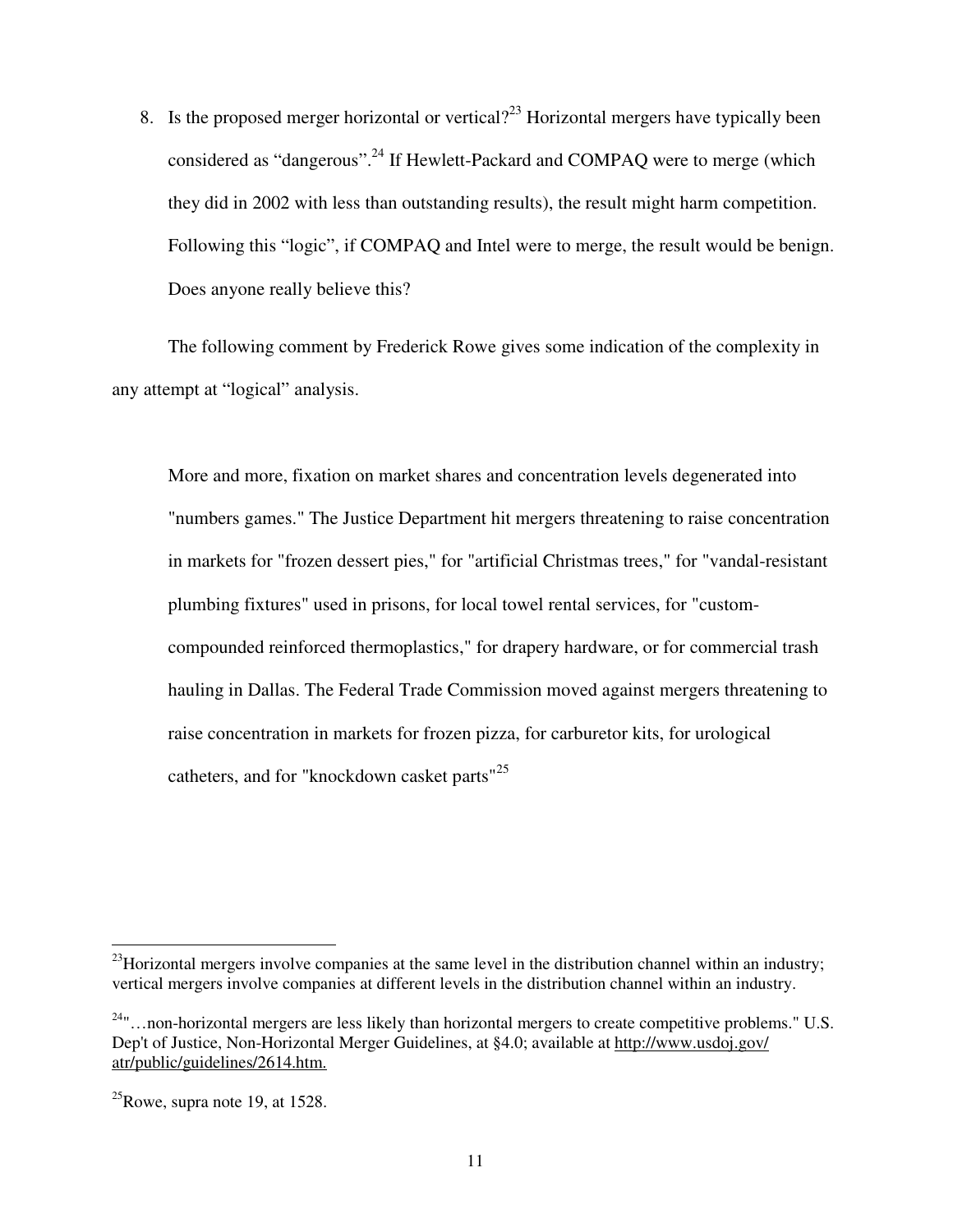8. Is the proposed merger horizontal or vertical?[23] Horizontal mergers have typically been considered as "dangerous".[24] If Hewlett-Packard and COMPAQ were to merge (which they did in 2002 with less than outstanding results), the result might harm competition. Following this "logic", if COMPAQ and Intel were to merge, the result would be benign. Does anyone really believe this?

The following comment by Frederick Rowe gives some indication of the complexity in any attempt at "logical" analysis.

> More and more, fixation on market shares and concentration levels degenerated into "numbers games." The Justice Department hit mergers threatening to raise concentration in markets for "frozen dessert pies," for "artificial Christmas trees," for "vandal-resistant plumbing fixtures" used in prisons, for local towel rental services, for "custom-compounded reinforced thermoplastics," for drapery hardware, or for commercial trash hauling in Dallas. The Federal Trade Commission moved against mergers threatening to raise concentration in markets for frozen pizza, for carburetor kits, for urological catheters, and for "knockdown casket parts"[25]

---

[23] Horizontal mergers involve companies at the same level in the distribution channel within an industry; vertical mergers involve companies at different levels in the distribution channel within an industry.

[24] "…non-horizontal mergers are less likely than horizontal mergers to create competitive problems." U.S. Dep't of Justice, Non-Horizontal Merger Guidelines, at §4.0; available at http://www.usdoj.gov/atr/public/guidelines/2614.htm.

[25] Rowe, supra note 19, at 1528.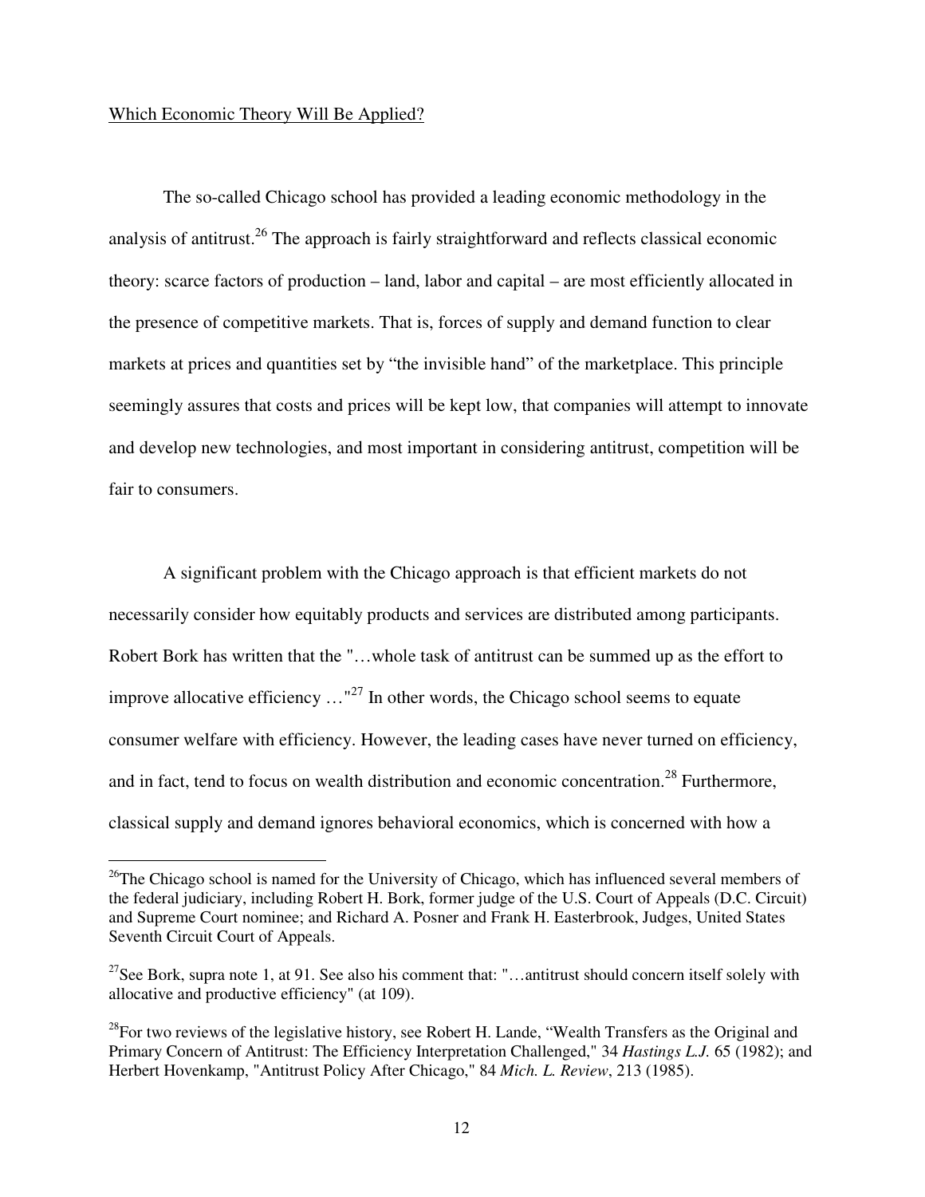Which Economic Theory Will Be Applied?

The so-called Chicago school has provided a leading economic methodology in the analysis of antitrust.[26] The approach is fairly straightforward and reflects classical economic theory: scarce factors of production – land, labor and capital – are most efficiently allocated in the presence of competitive markets. That is, forces of supply and demand function to clear markets at prices and quantities set by "the invisible hand" of the marketplace. This principle seemingly assures that costs and prices will be kept low, that companies will attempt to innovate and develop new technologies, and most important in considering antitrust, competition will be fair to consumers.

A significant problem with the Chicago approach is that efficient markets do not necessarily consider how equitably products and services are distributed among participants. Robert Bork has written that the "…whole task of antitrust can be summed up as the effort to improve allocative efficiency …"[27] In other words, the Chicago school seems to equate consumer welfare with efficiency. However, the leading cases have never turned on efficiency, and in fact, tend to focus on wealth distribution and economic concentration.[28] Furthermore, classical supply and demand ignores behavioral economics, which is concerned with how a

---

[26] The Chicago school is named for the University of Chicago, which has influenced several members of the federal judiciary, including Robert H. Bork, former judge of the U.S. Court of Appeals (D.C. Circuit) and Supreme Court nominee; and Richard A. Posner and Frank H. Easterbrook, Judges, United States Seventh Circuit Court of Appeals.

[27] See Bork, supra note 1, at 91. See also his comment that: "…antitrust should concern itself solely with allocative and productive efficiency" (at 109).

[28] For two reviews of the legislative history, see Robert H. Lande, "Wealth Transfers as the Original and Primary Concern of Antitrust: The Efficiency Interpretation Challenged," 34 *Hastings L.J.* 65 (1982); and Herbert Hovenkamp, "Antitrust Policy After Chicago," 84 *Mich. L. Review*, 213 (1985).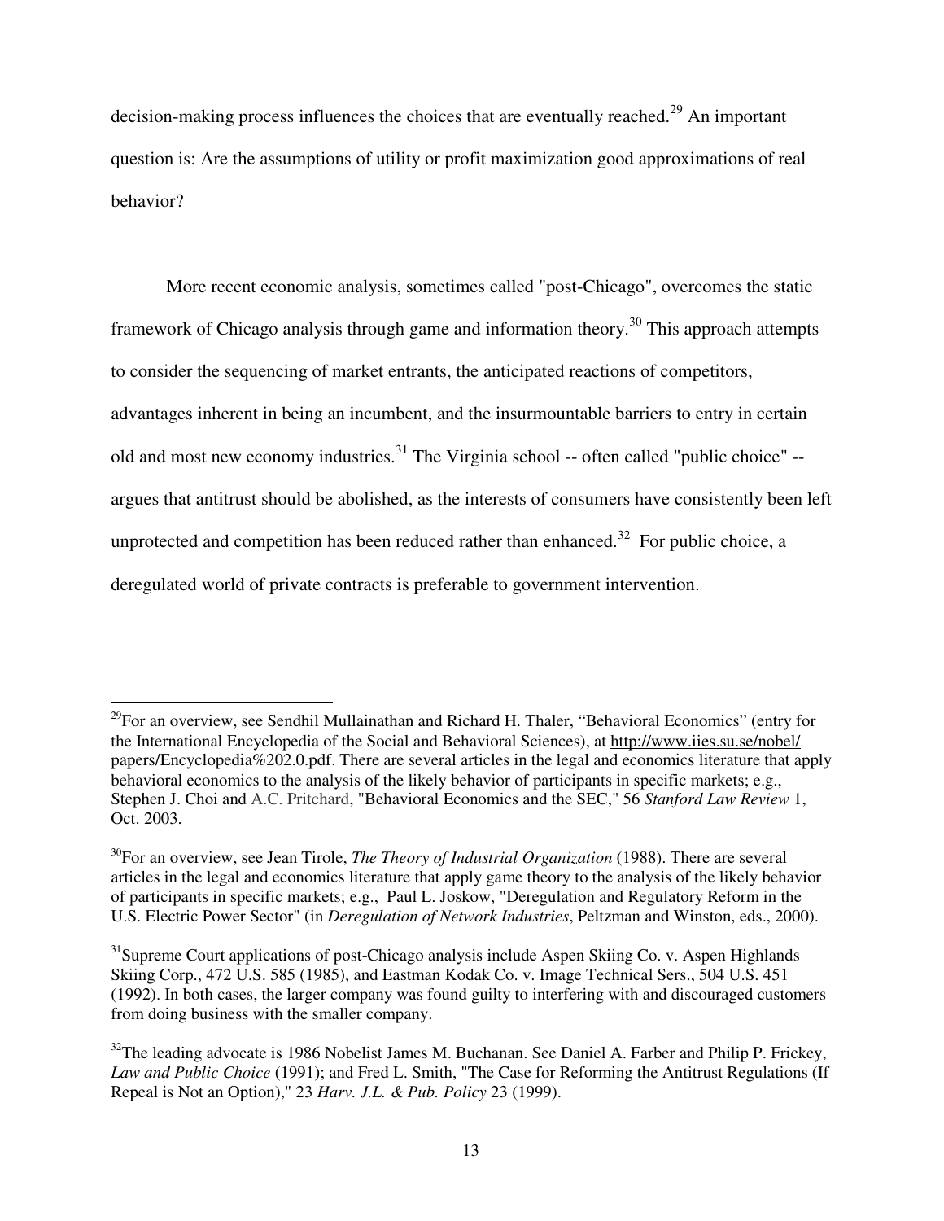decision-making process influences the choices that are eventually reached.[29] An important question is: Are the assumptions of utility or profit maximization good approximations of real behavior?

More recent economic analysis, sometimes called "post-Chicago", overcomes the static framework of Chicago analysis through game and information theory.[30] This approach attempts to consider the sequencing of market entrants, the anticipated reactions of competitors, advantages inherent in being an incumbent, and the insurmountable barriers to entry in certain old and most new economy industries.[31] The Virginia school -- often called "public choice" -- argues that antitrust should be abolished, as the interests of consumers have consistently been left unprotected and competition has been reduced rather than enhanced.[32] For public choice, a deregulated world of private contracts is preferable to government intervention.

---

[29]For an overview, see Sendhil Mullainathan and Richard H. Thaler, "Behavioral Economics" (entry for the International Encyclopedia of the Social and Behavioral Sciences), at http://www.iies.su.se/nobel/papers/Encyclopedia%202.0.pdf. There are several articles in the legal and economics literature that apply behavioral economics to the analysis of the likely behavior of participants in specific markets; e.g., Stephen J. Choi and A.C. Pritchard, "Behavioral Economics and the SEC," 56 *Stanford Law Review* 1, Oct. 2003.

[30]For an overview, see Jean Tirole, *The Theory of Industrial Organization* (1988). There are several articles in the legal and economics literature that apply game theory to the analysis of the likely behavior of participants in specific markets; e.g., Paul L. Joskow, "Deregulation and Regulatory Reform in the U.S. Electric Power Sector" (in *Deregulation of Network Industries*, Peltzman and Winston, eds., 2000).

[31]Supreme Court applications of post-Chicago analysis include Aspen Skiing Co. v. Aspen Highlands Skiing Corp., 472 U.S. 585 (1985), and Eastman Kodak Co. v. Image Technical Sers., 504 U.S. 451 (1992). In both cases, the larger company was found guilty to interfering with and discouraged customers from doing business with the smaller company.

[32]The leading advocate is 1986 Nobelist James M. Buchanan. See Daniel A. Farber and Philip P. Frickey, *Law and Public Choice* (1991); and Fred L. Smith, "The Case for Reforming the Antitrust Regulations (If Repeal is Not an Option)," 23 *Harv. J.L. & Pub. Policy* 23 (1999).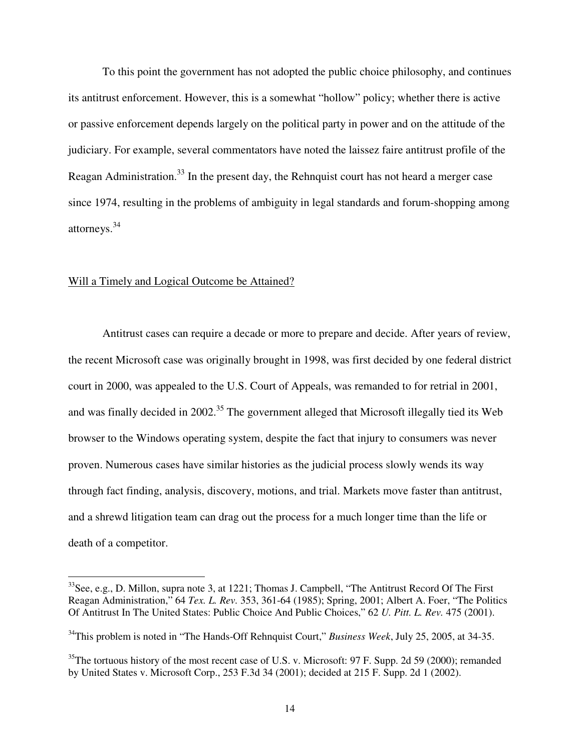To this point the government has not adopted the public choice philosophy, and continues its antitrust enforcement. However, this is a somewhat "hollow" policy; whether there is active or passive enforcement depends largely on the political party in power and on the attitude of the judiciary. For example, several commentators have noted the laissez faire antitrust profile of the Reagan Administration.[33] In the present day, the Rehnquist court has not heard a merger case since 1974, resulting in the problems of ambiguity in legal standards and forum-shopping among attorneys.[34]

Will a Timely and Logical Outcome be Attained?

Antitrust cases can require a decade or more to prepare and decide. After years of review, the recent Microsoft case was originally brought in 1998, was first decided by one federal district court in 2000, was appealed to the U.S. Court of Appeals, was remanded to for retrial in 2001, and was finally decided in 2002.[35] The government alleged that Microsoft illegally tied its Web browser to the Windows operating system, despite the fact that injury to consumers was never proven. Numerous cases have similar histories as the judicial process slowly wends its way through fact finding, analysis, discovery, motions, and trial. Markets move faster than antitrust, and a shrewd litigation team can drag out the process for a much longer time than the life or death of a competitor.

---

[33] See, e.g., D. Millon, supra note 3, at 1221; Thomas J. Campbell, "The Antitrust Record Of The First Reagan Administration," 64 *Tex. L. Rev.* 353, 361-64 (1985); Spring, 2001; Albert A. Foer, "The Politics Of Antitrust In The United States: Public Choice And Public Choices," 62 *U. Pitt. L. Rev.* 475 (2001).

[34] This problem is noted in "The Hands-Off Rehnquist Court," *Business Week*, July 25, 2005, at 34-35.

[35] The tortuous history of the most recent case of U.S. v. Microsoft: 97 F. Supp. 2d 59 (2000); remanded by United States v. Microsoft Corp., 253 F.3d 34 (2001); decided at 215 F. Supp. 2d 1 (2002).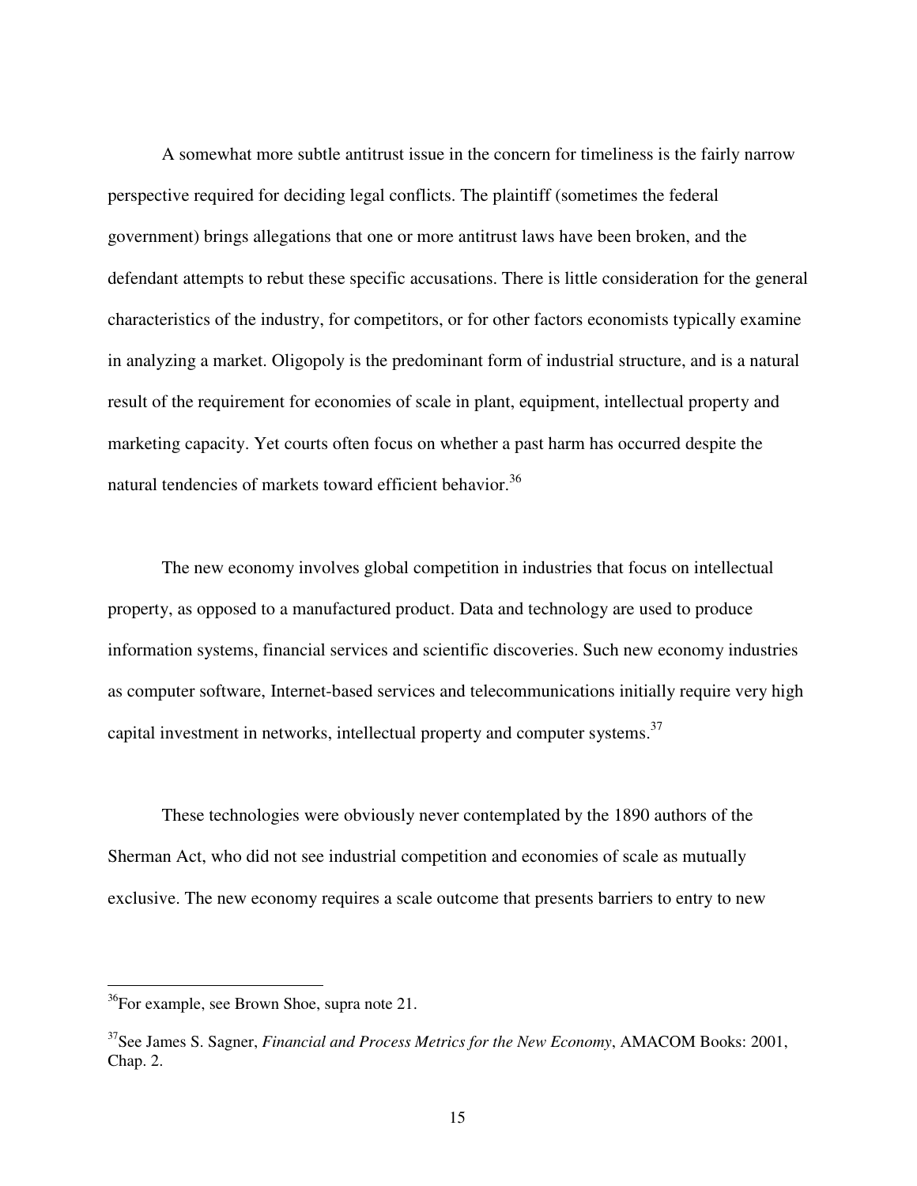A somewhat more subtle antitrust issue in the concern for timeliness is the fairly narrow perspective required for deciding legal conflicts. The plaintiff (sometimes the federal government) brings allegations that one or more antitrust laws have been broken, and the defendant attempts to rebut these specific accusations. There is little consideration for the general characteristics of the industry, for competitors, or for other factors economists typically examine in analyzing a market. Oligopoly is the predominant form of industrial structure, and is a natural result of the requirement for economies of scale in plant, equipment, intellectual property and marketing capacity. Yet courts often focus on whether a past harm has occurred despite the natural tendencies of markets toward efficient behavior.[36]

The new economy involves global competition in industries that focus on intellectual property, as opposed to a manufactured product. Data and technology are used to produce information systems, financial services and scientific discoveries. Such new economy industries as computer software, Internet-based services and telecommunications initially require very high capital investment in networks, intellectual property and computer systems.[37]

These technologies were obviously never contemplated by the 1890 authors of the Sherman Act, who did not see industrial competition and economies of scale as mutually exclusive. The new economy requires a scale outcome that presents barriers to entry to new

---

[36] For example, see Brown Shoe, supra note 21.

[37] See James S. Sagner, *Financial and Process Metrics for the New Economy*, AMACOM Books: 2001, Chap. 2.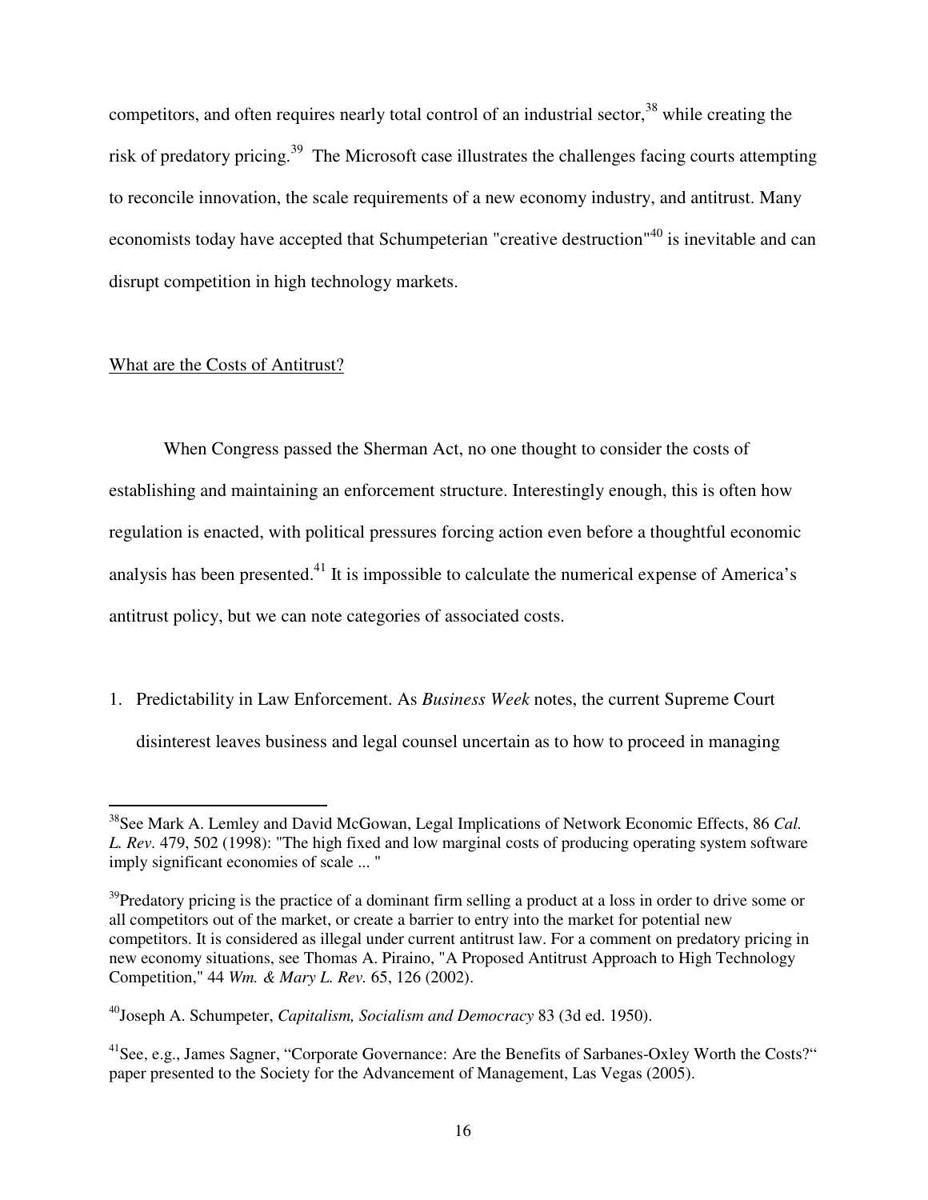competitors, and often requires nearly total control of an industrial sector,[38] while creating the risk of predatory pricing.[39] The Microsoft case illustrates the challenges facing courts attempting to reconcile innovation, the scale requirements of a new economy industry, and antitrust. Many economists today have accepted that Schumpeterian "creative destruction"[40] is inevitable and can disrupt competition in high technology markets.

## What are the Costs of Antitrust?

When Congress passed the Sherman Act, no one thought to consider the costs of establishing and maintaining an enforcement structure. Interestingly enough, this is often how regulation is enacted, with political pressures forcing action even before a thoughtful economic analysis has been presented.[41] It is impossible to calculate the numerical expense of America's antitrust policy, but we can note categories of associated costs.

1. Predictability in Law Enforcement. As *Business Week* notes, the current Supreme Court disinterest leaves business and legal counsel uncertain as to how to proceed in managing

---

[38] See Mark A. Lemley and David McGowan, Legal Implications of Network Economic Effects, 86 *Cal. L. Rev*. 479, 502 (1998): "The high fixed and low marginal costs of producing operating system software imply significant economies of scale ... "

[39] Predatory pricing is the practice of a dominant firm selling a product at a loss in order to drive some or all competitors out of the market, or create a barrier to entry into the market for potential new competitors. It is considered as illegal under current antitrust law. For a comment on predatory pricing in new economy situations, see Thomas A. Piraino, "A Proposed Antitrust Approach to High Technology Competition," 44 *Wm. & Mary L. Rev.* 65, 126 (2002).

[40] Joseph A. Schumpeter, *Capitalism, Socialism and Democracy* 83 (3d ed. 1950).

[41] See, e.g., James Sagner, "Corporate Governance: Are the Benefits of Sarbanes-Oxley Worth the Costs?" paper presented to the Society for the Advancement of Management, Las Vegas (2005).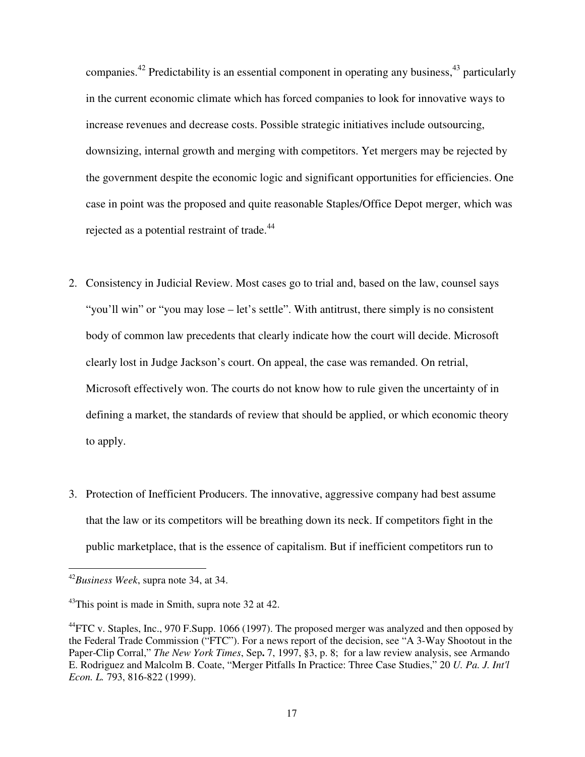companies.[42] Predictability is an essential component in operating any business,[43] particularly in the current economic climate which has forced companies to look for innovative ways to increase revenues and decrease costs. Possible strategic initiatives include outsourcing, downsizing, internal growth and merging with competitors. Yet mergers may be rejected by the government despite the economic logic and significant opportunities for efficiencies. One case in point was the proposed and quite reasonable Staples/Office Depot merger, which was rejected as a potential restraint of trade.[44]

2. Consistency in Judicial Review. Most cases go to trial and, based on the law, counsel says "you'll win" or "you may lose – let's settle". With antitrust, there simply is no consistent body of common law precedents that clearly indicate how the court will decide. Microsoft clearly lost in Judge Jackson's court. On appeal, the case was remanded. On retrial, Microsoft effectively won. The courts do not know how to rule given the uncertainty of in defining a market, the standards of review that should be applied, or which economic theory to apply.

3. Protection of Inefficient Producers. The innovative, aggressive company had best assume that the law or its competitors will be breathing down its neck. If competitors fight in the public marketplace, that is the essence of capitalism. But if inefficient competitors run to

---

[42] *Business Week*, supra note 34, at 34.

[43] This point is made in Smith, supra note 32 at 42.

[44] FTC v. Staples, Inc., 970 F.Supp. 1066 (1997). The proposed merger was analyzed and then opposed by the Federal Trade Commission ("FTC"). For a news report of the decision, see "A 3-Way Shootout in the Paper-Clip Corral," *The New York Times*, Sep**.** 7, 1997, §3, p. 8; for a law review analysis, see Armando E. Rodriguez and Malcolm B. Coate, "Merger Pitfalls In Practice: Three Case Studies," 20 *U. Pa. J. Int'l Econ. L.* 793, 816-822 (1999).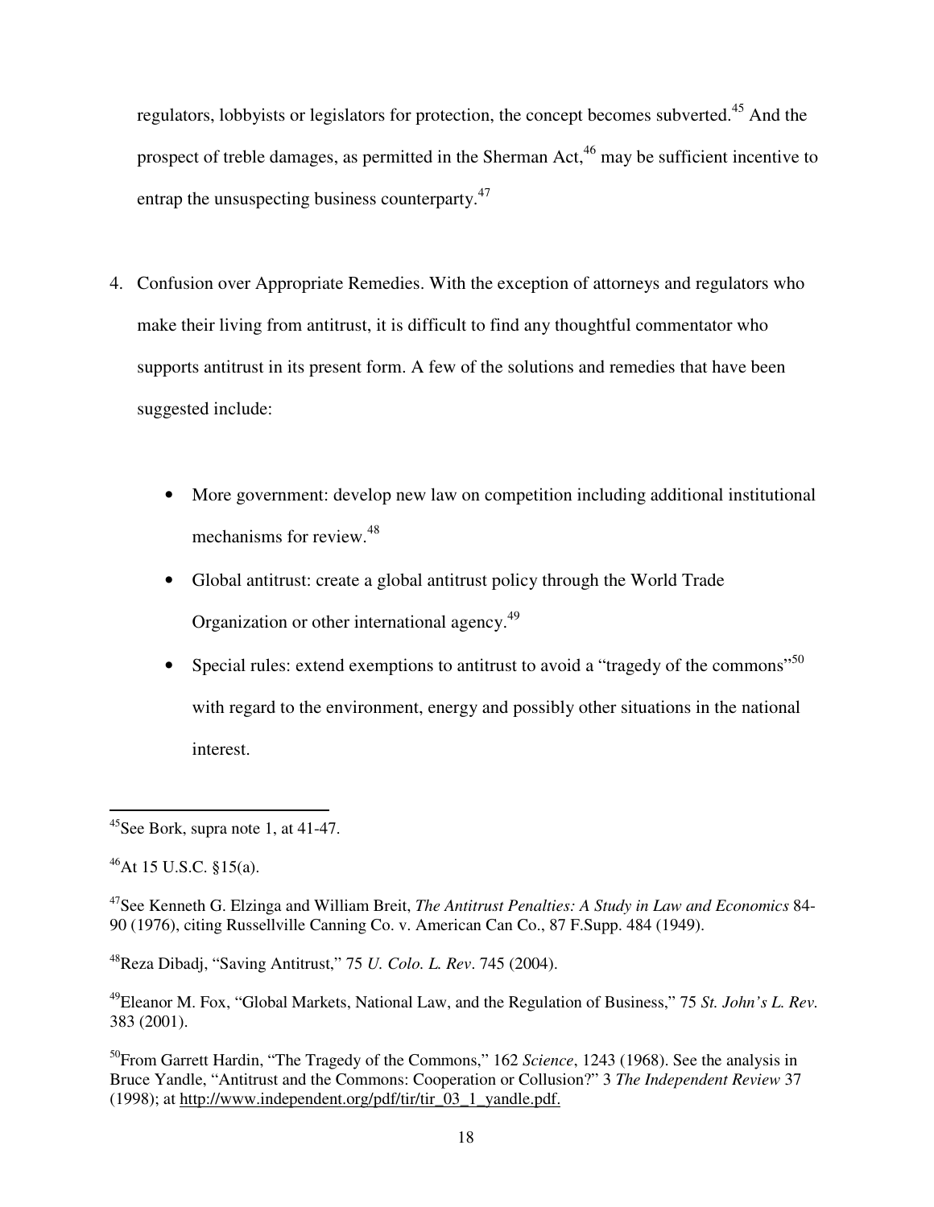regulators, lobbyists or legislators for protection, the concept becomes subverted.[45] And the prospect of treble damages, as permitted in the Sherman Act,[46] may be sufficient incentive to entrap the unsuspecting business counterparty.[47]

4. Confusion over Appropriate Remedies. With the exception of attorneys and regulators who make their living from antitrust, it is difficult to find any thoughtful commentator who supports antitrust in its present form. A few of the solutions and remedies that have been suggested include:

   - More government: develop new law on competition including additional institutional mechanisms for review.[48]
   - Global antitrust: create a global antitrust policy through the World Trade Organization or other international agency.[49]
   - Special rules: extend exemptions to antitrust to avoid a "tragedy of the commons"[50] with regard to the environment, energy and possibly other situations in the national interest.

---

[45] See Bork, supra note 1, at 41-47.

[46] At 15 U.S.C. §15(a).

[47] See Kenneth G. Elzinga and William Breit, *The Antitrust Penalties: A Study in Law and Economics* 84-90 (1976), citing Russellville Canning Co. v. American Can Co., 87 F.Supp. 484 (1949).

[48] Reza Dibadj, "Saving Antitrust," 75 *U. Colo. L. Rev*. 745 (2004).

[49] Eleanor M. Fox, "Global Markets, National Law, and the Regulation of Business," 75 *St. John's L. Rev.* 383 (2001).

[50] From Garrett Hardin, "The Tragedy of the Commons," 162 *Science*, 1243 (1968). See the analysis in Bruce Yandle, "Antitrust and the Commons: Cooperation or Collusion?" 3 *The Independent Review* 37 (1998); at http://www.independent.org/pdf/tir/tir_03_1_yandle.pdf.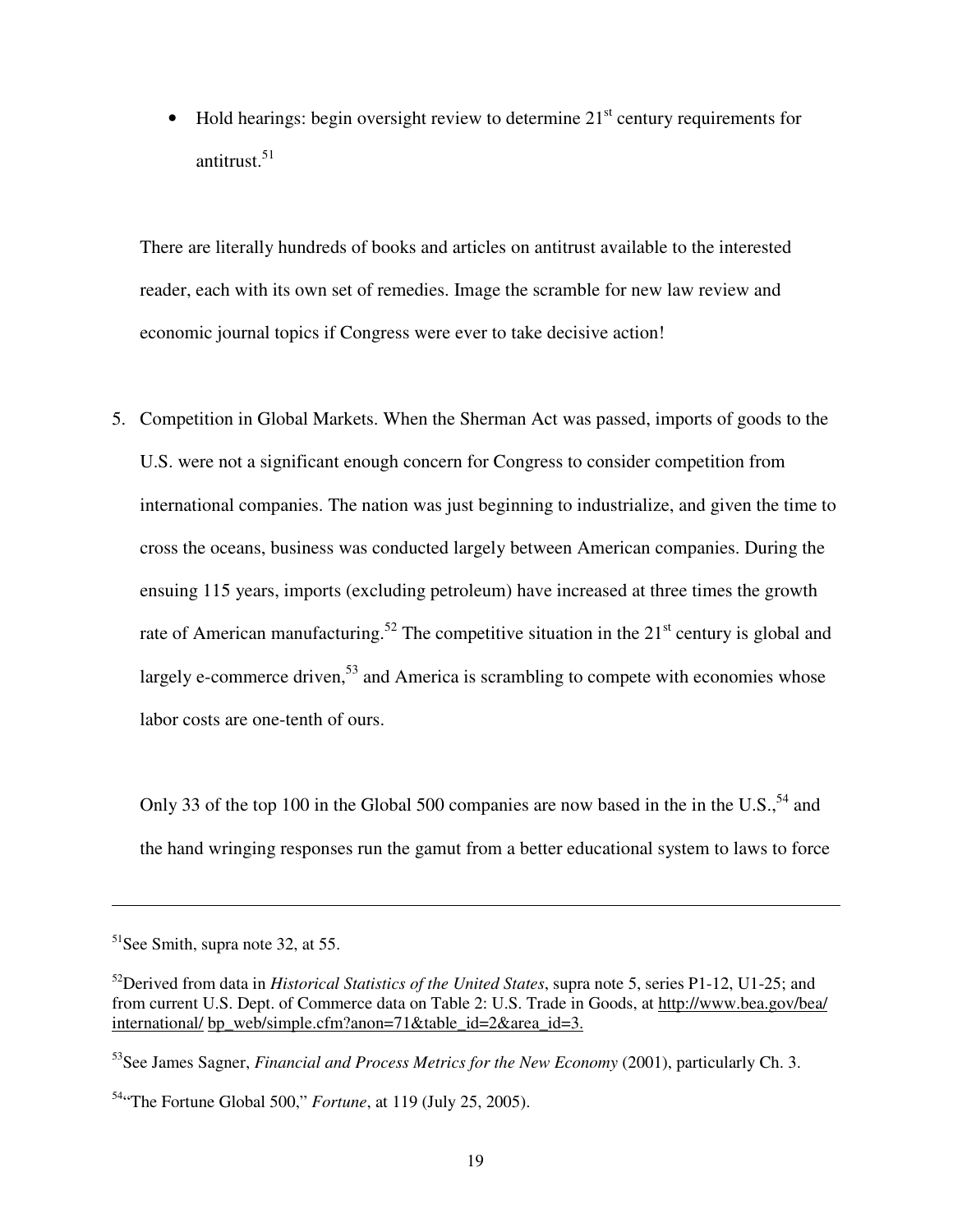- Hold hearings: begin oversight review to determine 21st century requirements for antitrust.[51]

There are literally hundreds of books and articles on antitrust available to the interested reader, each with its own set of remedies. Image the scramble for new law review and economic journal topics if Congress were ever to take decisive action!

5. Competition in Global Markets. When the Sherman Act was passed, imports of goods to the U.S. were not a significant enough concern for Congress to consider competition from international companies. The nation was just beginning to industrialize, and given the time to cross the oceans, business was conducted largely between American companies. During the ensuing 115 years, imports (excluding petroleum) have increased at three times the growth rate of American manufacturing.[52] The competitive situation in the 21st century is global and largely e-commerce driven,[53] and America is scrambling to compete with economies whose labor costs are one-tenth of ours.

   Only 33 of the top 100 in the Global 500 companies are now based in the in the U.S.,[54] and the hand wringing responses run the gamut from a better educational system to laws to force

---

[51] See Smith, supra note 32, at 55.

[52] Derived from data in *Historical Statistics of the United States*, supra note 5, series P1-12, U1-25; and from current U.S. Dept. of Commerce data on Table 2: U.S. Trade in Goods, at http://www.bea.gov/bea/international/ bp_web/simple.cfm?anon=71&table_id=2&area_id=3.

[53] See James Sagner, *Financial and Process Metrics for the New Economy* (2001), particularly Ch. 3.

[54] "The Fortune Global 500," *Fortune*, at 119 (July 25, 2005).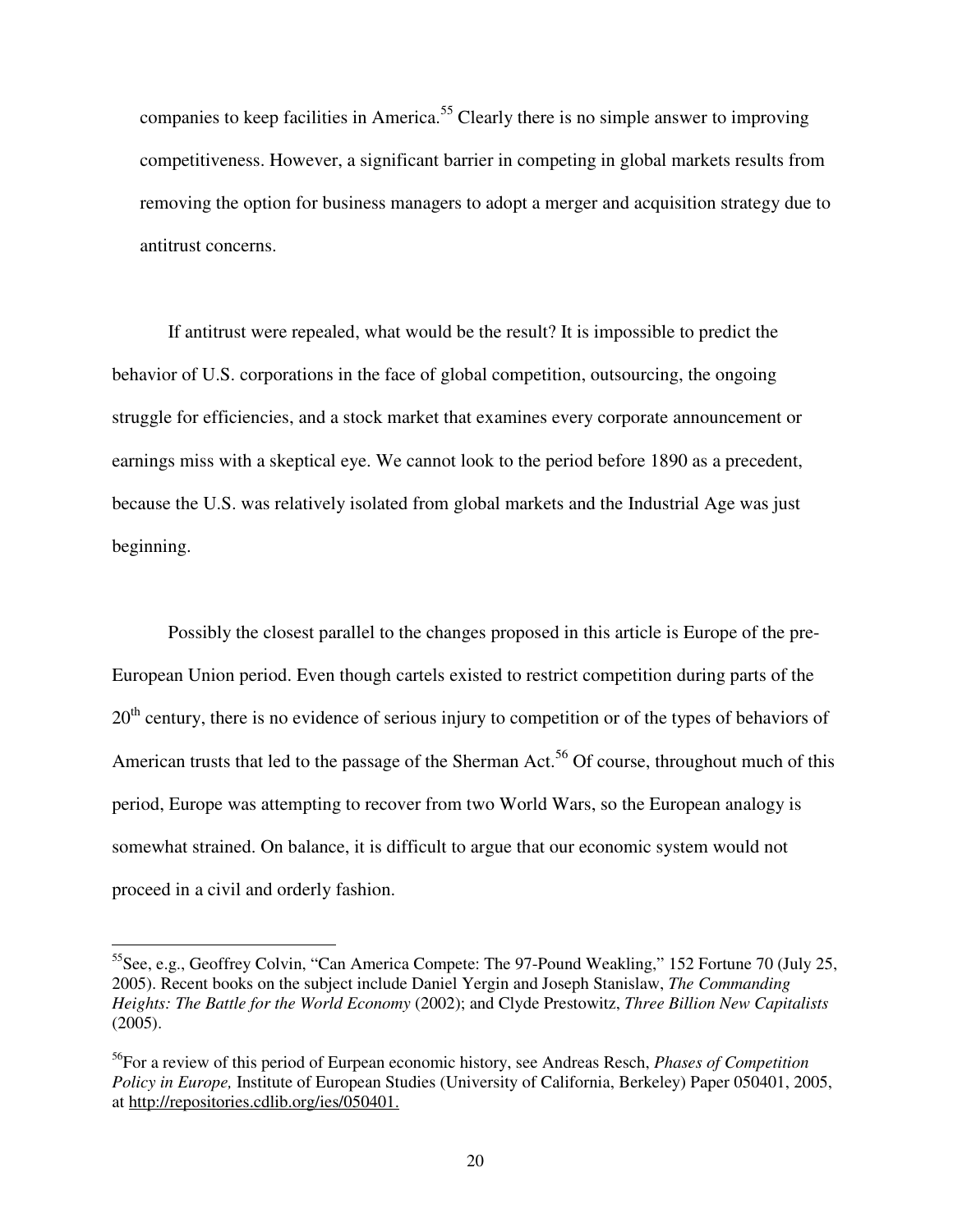companies to keep facilities in America.[55] Clearly there is no simple answer to improving competitiveness. However, a significant barrier in competing in global markets results from removing the option for business managers to adopt a merger and acquisition strategy due to antitrust concerns.

If antitrust were repealed, what would be the result? It is impossible to predict the behavior of U.S. corporations in the face of global competition, outsourcing, the ongoing struggle for efficiencies, and a stock market that examines every corporate announcement or earnings miss with a skeptical eye. We cannot look to the period before 1890 as a precedent, because the U.S. was relatively isolated from global markets and the Industrial Age was just beginning.

Possibly the closest parallel to the changes proposed in this article is Europe of the pre-European Union period. Even though cartels existed to restrict competition during parts of the 20th century, there is no evidence of serious injury to competition or of the types of behaviors of American trusts that led to the passage of the Sherman Act.[56] Of course, throughout much of this period, Europe was attempting to recover from two World Wars, so the European analogy is somewhat strained. On balance, it is difficult to argue that our economic system would not proceed in a civil and orderly fashion.

---

[55]See, e.g., Geoffrey Colvin, "Can America Compete: The 97-Pound Weakling," 152 Fortune 70 (July 25, 2005). Recent books on the subject include Daniel Yergin and Joseph Stanislaw, *The Commanding Heights: The Battle for the World Economy* (2002); and Clyde Prestowitz, *Three Billion New Capitalists* (2005).

[56]For a review of this period of Eurpean economic history, see Andreas Resch, *Phases of Competition Policy in Europe,* Institute of European Studies (University of California, Berkeley) Paper 050401, 2005, at http://repositories.cdlib.org/ies/050401.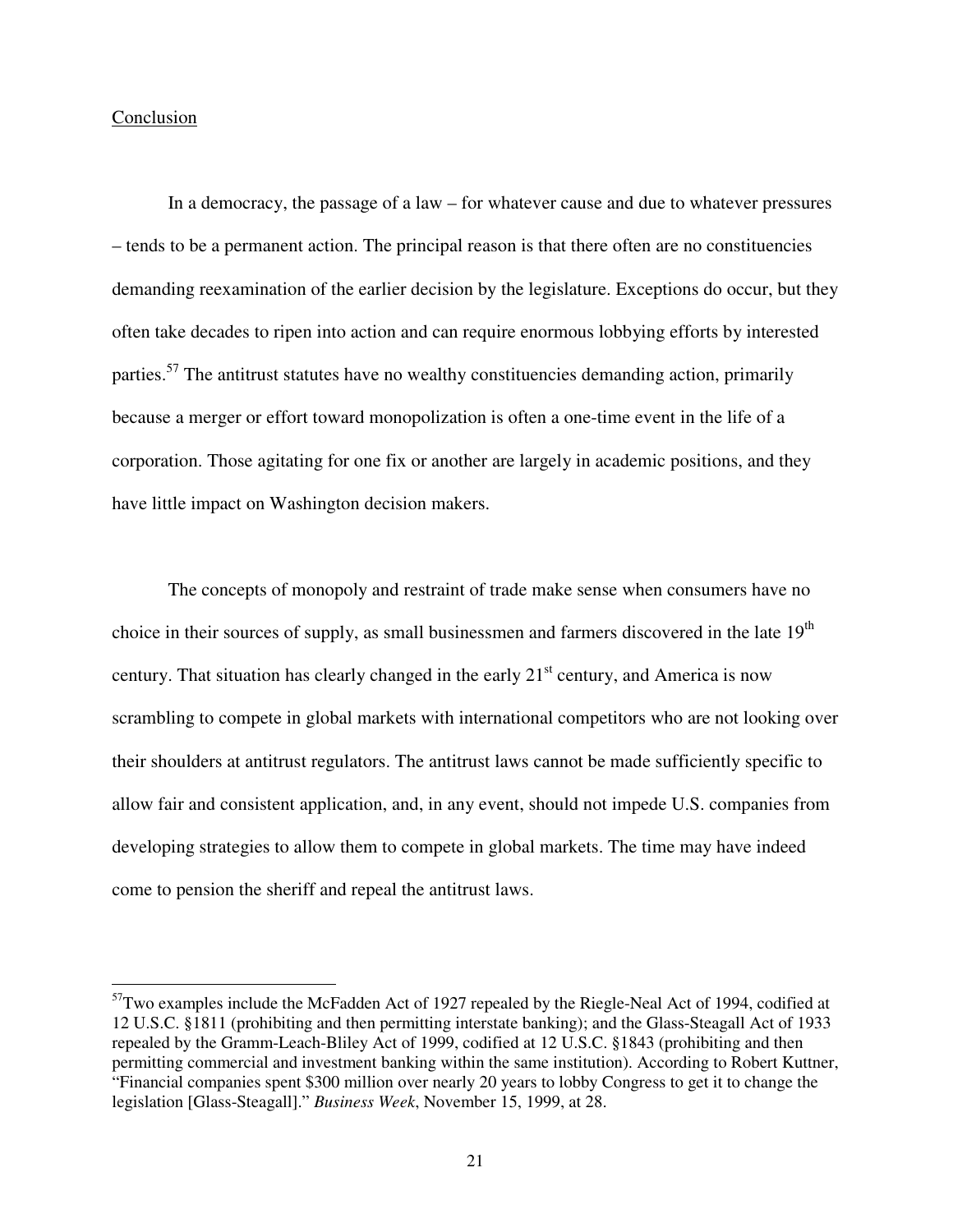Conclusion

In a democracy, the passage of a law – for whatever cause and due to whatever pressures – tends to be a permanent action. The principal reason is that there often are no constituencies demanding reexamination of the earlier decision by the legislature. Exceptions do occur, but they often take decades to ripen into action and can require enormous lobbying efforts by interested parties.[57] The antitrust statutes have no wealthy constituencies demanding action, primarily because a merger or effort toward monopolization is often a one-time event in the life of a corporation. Those agitating for one fix or another are largely in academic positions, and they have little impact on Washington decision makers.

The concepts of monopoly and restraint of trade make sense when consumers have no choice in their sources of supply, as small businessmen and farmers discovered in the late 19th century. That situation has clearly changed in the early 21st century, and America is now scrambling to compete in global markets with international competitors who are not looking over their shoulders at antitrust regulators. The antitrust laws cannot be made sufficiently specific to allow fair and consistent application, and, in any event, should not impede U.S. companies from developing strategies to allow them to compete in global markets. The time may have indeed come to pension the sheriff and repeal the antitrust laws.

---

[57] Two examples include the McFadden Act of 1927 repealed by the Riegle-Neal Act of 1994, codified at 12 U.S.C. §1811 (prohibiting and then permitting interstate banking); and the Glass-Steagall Act of 1933 repealed by the Gramm-Leach-Bliley Act of 1999, codified at 12 U.S.C. §1843 (prohibiting and then permitting commercial and investment banking within the same institution). According to Robert Kuttner, "Financial companies spent $300 million over nearly 20 years to lobby Congress to get it to change the legislation [Glass-Steagall]." *Business Week*, November 15, 1999, at 28.